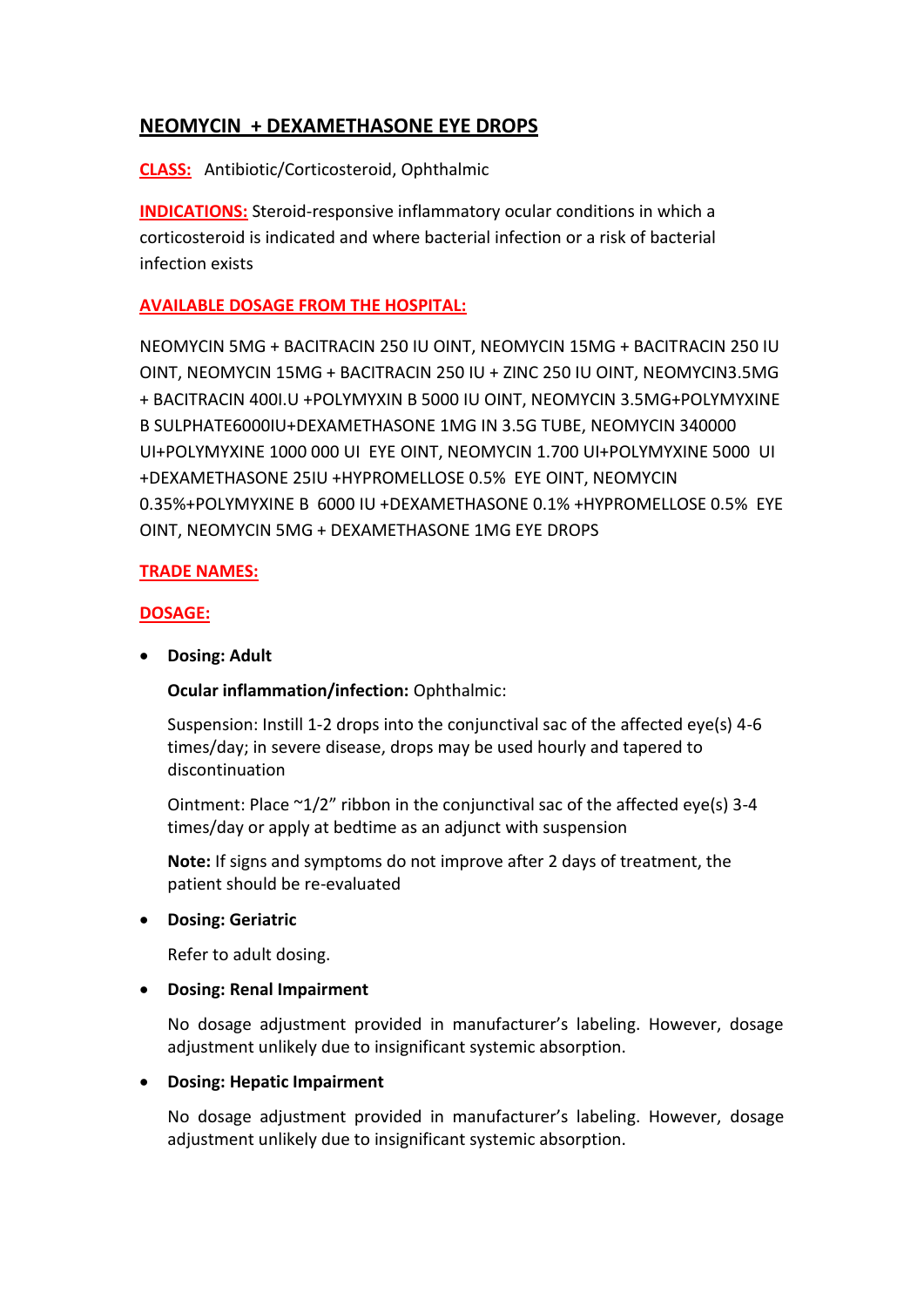## NEOMYCIN + DEXAMETHASONE EYE DROPS

**CLASS:** Antibiotic/Corticosteroid, Ophthalmic

**INDICATIONS:** Steroid-responsive inflammatory ocular conditions in which a corticosteroid is indicated and where bacterial infection or a risk of bacterial infection exists

**AVAILABLE DOSAGE FROM THE HOSPITAL:**

NEOMYCIN 5MG + BACITRACIN 250 IU OINT, NEOMYCIN 15MG + BACITRACIN 250 IU OINT, NEOMYCIN 15MG + BACITRACIN 250 IU + ZINC 250 IU OINT, NEOMYCIN3.5MG + BACITRACIN 400I.U +POLYMYXIN B 5000 IU OINT, NEOMYCIN 3.5MG+POLYMYXINE B SULPHATE6000IU+DEXAMETHASONE 1MG IN 3.5G TUBE, NEOMYCIN 340000 UI+POLYMYXINE 1000 000 UI EYE OINT, NEOMYCIN 1.700 UI+POLYMYXINE 5000 UI +DEXAMETHASONE 25IU +HYPROMELLOSE 0.5% EYE OINT, NEOMYCIN 0.35%+POLYMYXINE B 6000 IU +DEXAMETHASONE 0.1% +HYPROMELLOSE 0.5% EYE OINT, NEOMYCIN 5MG + DEXAMETHASONE 1MG EYE DROPS

**TRADE NAMES:**

**DOSAGE:**

- **Dosing: Adult**

  **Ocular inflammation/infection:** Ophthalmic:

  Suspension: Instill 1-2 drops into the conjunctival sac of the affected eye(s) 4-6 times/day; in severe disease, drops may be used hourly and tapered to discontinuation

  Ointment: Place ~1/2" ribbon in the conjunctival sac of the affected eye(s) 3-4 times/day or apply at bedtime as an adjunct with suspension

  **Note:** If signs and symptoms do not improve after 2 days of treatment, the patient should be re-evaluated

- **Dosing: Geriatric**

  Refer to adult dosing.

- **Dosing: Renal Impairment**

  No dosage adjustment provided in manufacturer's labeling. However, dosage adjustment unlikely due to insignificant systemic absorption.

- **Dosing: Hepatic Impairment**

  No dosage adjustment provided in manufacturer's labeling. However, dosage adjustment unlikely due to insignificant systemic absorption.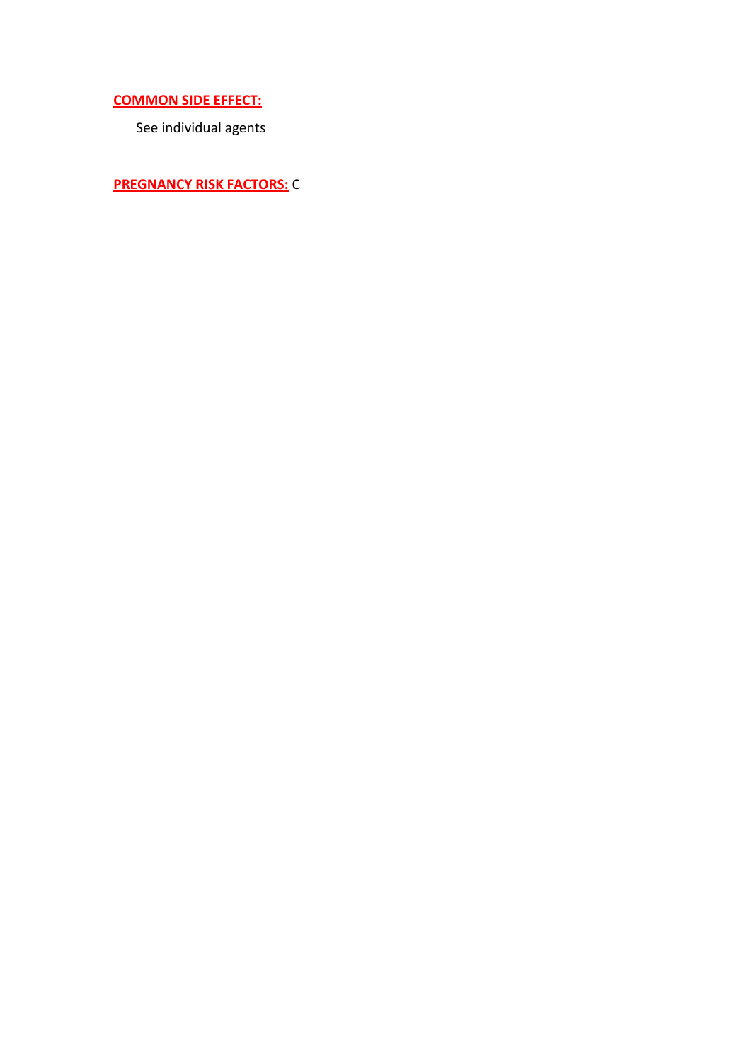**COMMON SIDE EFFECT:**

See individual agents

**PREGNANCY RISK FACTORS:** C